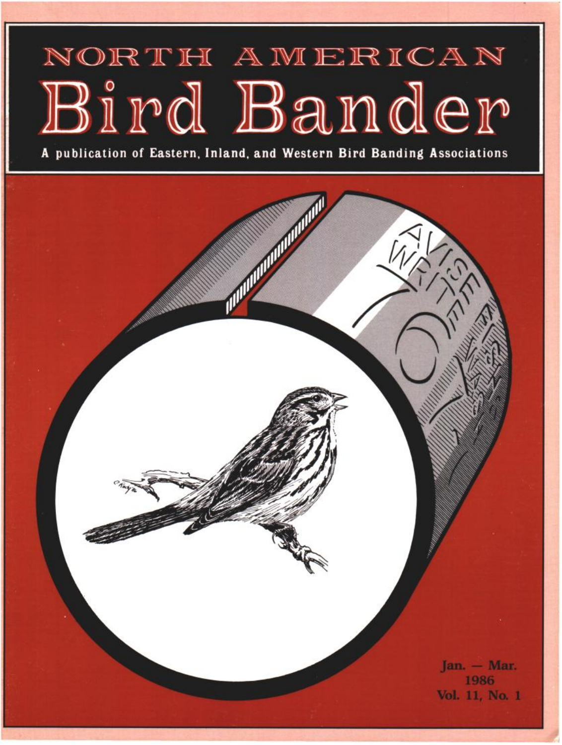# NORTH AMERICAN
# Bird Bander

**A publication of Eastern, Inland, and Western Bird Banding Associations**

**Jan. — Mar. 1986**
**Vol. 11, No. 1**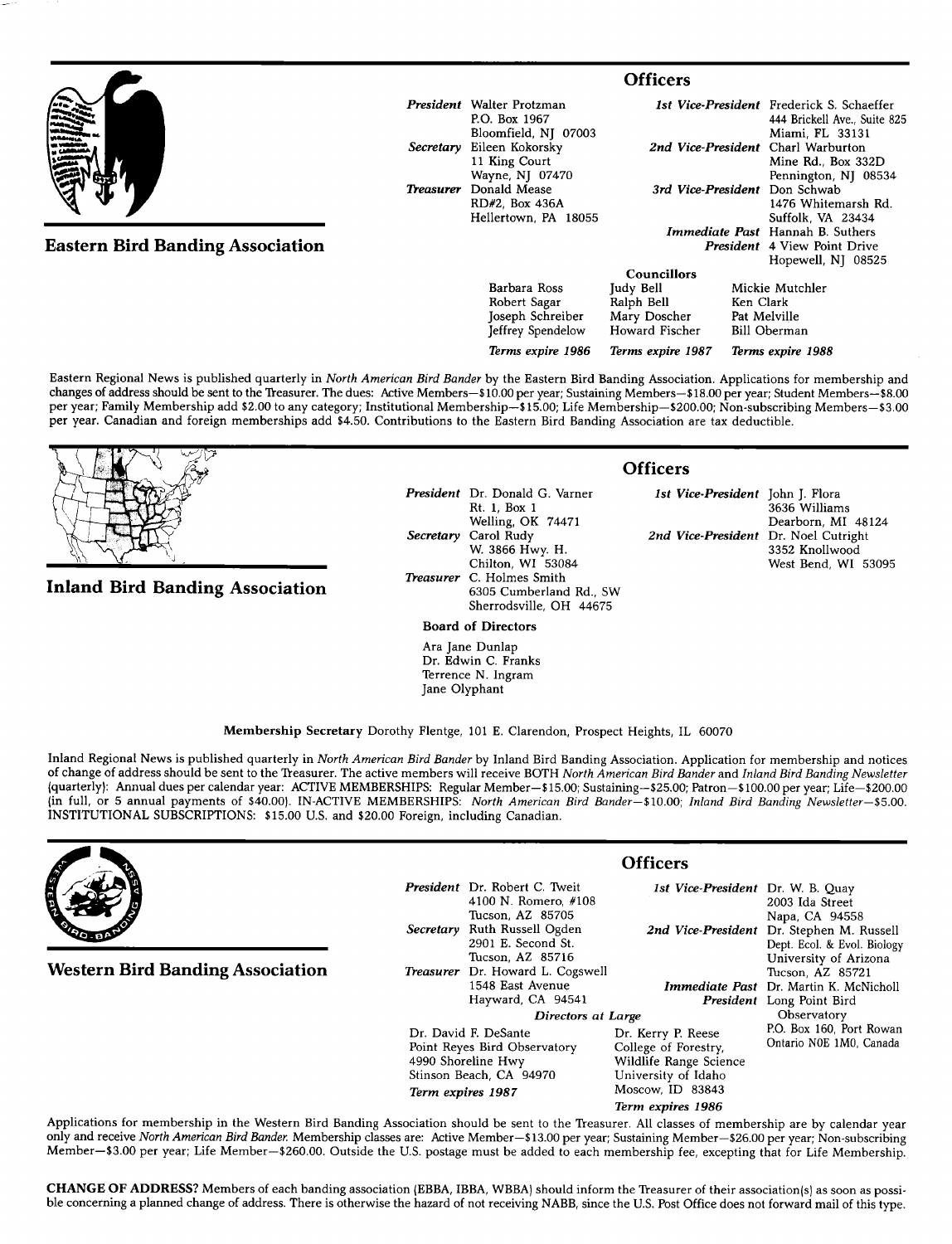## Eastern Bird Banding Association

### Officers

*President* Walter Protzman
P.O. Box 1967
Bloomfield, NJ 07003

*Secretary* Eileen Kokorsky
11 King Court
Wayne, NJ 07470

*Treasurer* Donald Mease
RD#2, Box 436A
Hellertown, PA 18055

*1st Vice-President* Frederick S. Schaeffer
444 Brickell Ave., Suite 825
Miami, FL 33131

*2nd Vice-President* Charl Warburton
Mine Rd., Box 332D
Pennington, NJ 08534

*3rd Vice-President* Don Schwab
1476 Whitemarsh Rd.
Suffolk, VA 23434

*Immediate Past President* Hannah B. Suthers
4 View Point Drive
Hopewell, NJ 08525

**Councillors**

| | | |
|---|---|---|
| Barbara Ross | Judy Bell | Mickie Mutchler |
| Robert Sagar | Ralph Bell | Ken Clark |
| Joseph Schreiber | Mary Doscher | Pat Melville |
| Jeffrey Spendelow | Howard Fischer | Bill Oberman |
| *Terms expire 1986* | *Terms expire 1987* | *Terms expire 1988* |

Eastern Regional News is published quarterly in *North American Bird Bander* by the Eastern Bird Banding Association. Applications for membership and changes of address should be sent to the Treasurer. The dues: Active Members—$10.00 per year; Sustaining Members—$18.00 per year; Student Members—$8.00 per year; Family Membership add $2.00 to any category; Institutional Membership—$15.00; Life Membership—$200.00; Non-subscribing Members—$3.00 per year. Canadian and foreign memberships add $4.50. Contributions to the Eastern Bird Banding Association are tax deductible.

## Inland Bird Banding Association

### Officers

*President* Dr. Donald G. Varner
Rt. 1, Box 1
Welling, OK 74471

*Secretary* Carol Rudy
W. 3866 Hwy. H.
Chilton, WI 53084

*Treasurer* C. Holmes Smith
6305 Cumberland Rd., SW
Sherrodsville, OH 44675

*1st Vice-President* John J. Flora
3636 Williams
Dearborn, MI 48124

*2nd Vice-President* Dr. Noel Cutright
3352 Knollwood
West Bend, WI 53095

**Board of Directors**

Ara Jane Dunlap
Dr. Edwin C. Franks
Terrence N. Ingram
Jane Olyphant

**Membership Secretary** Dorothy Flentge, 101 E. Clarendon, Prospect Heights, IL 60070

Inland Regional News is published quarterly in *North American Bird Bander* by Inland Bird Banding Association. Application for membership and notices of change of address should be sent to the Treasurer. The active members will receive BOTH *North American Bird Bander* and *Inland Bird Banding Newsletter* (quarterly): Annual dues per calendar year: ACTIVE MEMBERSHIPS: Regular Member—$15.00; Sustaining—$25.00; Patron—$100.00 per year; Life—$200.00 (in full, or 5 annual payments of $40.00). IN-ACTIVE MEMBERSHIPS: *North American Bird Bander*—$10.00; *Inland Bird Banding Newsletter*—$5.00. INSTITUTIONAL SUBSCRIPTIONS: $15.00 U.S. and $20.00 Foreign, including Canadian.

## Western Bird Banding Association

### Officers

*President* Dr. Robert C. Tweit
4100 N. Romero, #108
Tucson, AZ 85705

*Secretary* Ruth Russell Ogden
2901 E. Second St.
Tucson, AZ 85716

*Treasurer* Dr. Howard L. Cogswell
1548 East Avenue
Hayward, CA 94541

*1st Vice-President* Dr. W. B. Quay
2003 Ida Street
Napa, CA 94558

*2nd Vice-President* Dr. Stephen M. Russell
Dept. Ecol. & Evol. Biology
University of Arizona
Tucson, AZ 85721

*Immediate Past President* Dr. Martin K. McNicholl
Long Point Bird Observatory
P.O. Box 160, Port Rowan
Ontario N0E 1M0, Canada

*Directors at Large*

Dr. David F. DeSante
Point Reyes Bird Observatory
4990 Shoreline Hwy
Stinson Beach, CA 94970
*Term expires 1987*

Dr. Kerry P. Reese
College of Forestry,
Wildlife Range Science
University of Idaho
Moscow, ID 83843
*Term expires 1986*

Applications for membership in the Western Bird Banding Association should be sent to the Treasurer. All classes of membership are by calendar year only and receive *North American Bird Bander.* Membership classes are: Active Member—$13.00 per year; Sustaining Member—$26.00 per year; Non-subscribing Member—$3.00 per year; Life Member—$260.00. Outside the U.S. postage must be added to each membership fee, excepting that for Life Membership.

**CHANGE OF ADDRESS?** Members of each banding association (EBBA, IBBA, WBBA) should inform the Treasurer of their association(s) as soon as possible concerning a planned change of address. There is otherwise the hazard of not receiving NABB, since the U.S. Post Office does not forward mail of this type.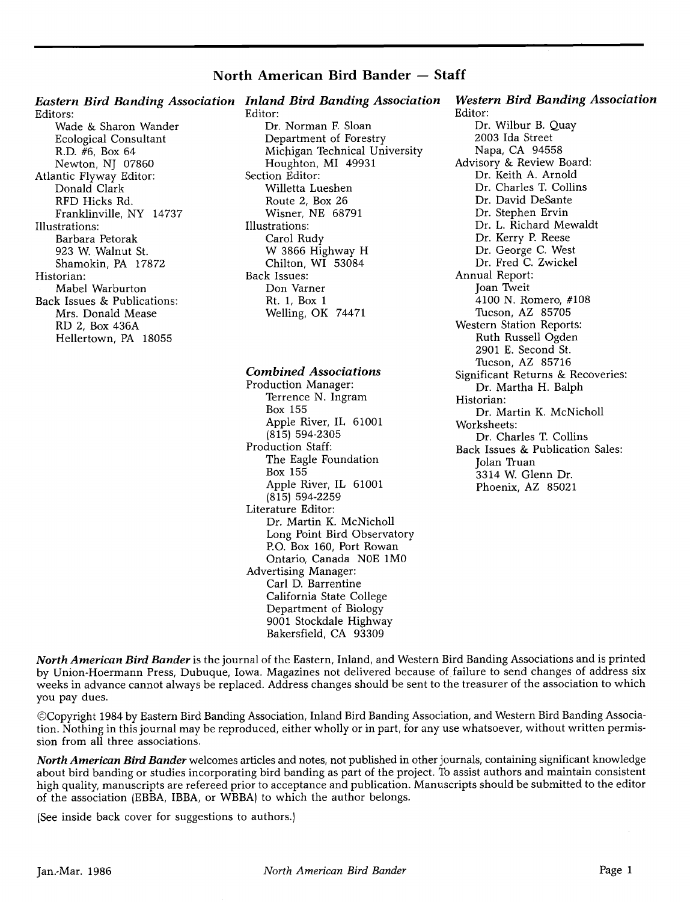## North American Bird Bander — Staff

### *Eastern Bird Banding Association*

Editors:
Wade & Sharon Wander
Ecological Consultant
R.D. #6, Box 64
Newton, NJ 07860

Atlantic Flyway Editor:
Donald Clark
RFD Hicks Rd.
Franklinville, NY 14737

Illustrations:
Barbara Petorak
923 W. Walnut St.
Shamokin, PA 17872

Historian:
Mabel Warburton

Back Issues & Publications:
Mrs. Donald Mease
RD 2, Box 436A
Hellertown, PA 18055

### *Inland Bird Banding Association*

Editor:
Dr. Norman F. Sloan
Department of Forestry
Michigan Technical University
Houghton, MI 49931

Section Editor:
Willetta Lueshen
Route 2, Box 26
Wisner, NE 68791

Illustrations:
Carol Rudy
W 3866 Highway H
Chilton, WI 53084

Back Issues:
Don Varner
Rt. 1, Box 1
Welling, OK 74471

### *Combined Associations*

Production Manager:
Terrence N. Ingram
Box 155
Apple River, IL 61001
(815) 594-2305

Production Staff:
The Eagle Foundation
Box 155
Apple River, IL 61001
(815) 594-2259

Literature Editor:
Dr. Martin K. McNicholl
Long Point Bird Observatory
P.O. Box 160, Port Rowan
Ontario, Canada N0E 1M0

Advertising Manager:
Carl D. Barrentine
California State College
Department of Biology
9001 Stockdale Highway
Bakersfield, CA 93309

### *Western Bird Banding Association*

Editor:
Dr. Wilbur B. Quay
2003 Ida Street
Napa, CA 94558

Advisory & Review Board:
Dr. Keith A. Arnold
Dr. Charles T. Collins
Dr. David DeSante
Dr. Stephen Ervin
Dr. L. Richard Mewaldt
Dr. Kerry P. Reese
Dr. George C. West
Dr. Fred C. Zwickel

Annual Report:
Joan Tweit
4100 N. Romero, #108
Tucson, AZ 85705

Western Station Reports:
Ruth Russell Ogden
2901 E. Second St.
Tucson, AZ 85716

Significant Returns & Recoveries:
Dr. Martha H. Balph

Historian:
Dr. Martin K. McNicholl

Worksheets:
Dr. Charles T. Collins

Back Issues & Publication Sales:
Jolan Truan
3314 W. Glenn Dr.
Phoenix, AZ 85021

***North American Bird Bander*** is the journal of the Eastern, Inland, and Western Bird Banding Associations and is printed by Union-Hoermann Press, Dubuque, Iowa. Magazines not delivered because of failure to send changes of address six weeks in advance cannot always be replaced. Address changes should be sent to the treasurer of the association to which you pay dues.

©Copyright 1984 by Eastern Bird Banding Association, Inland Bird Banding Association, and Western Bird Banding Association. Nothing in this journal may be reproduced, either wholly or in part, for any use whatsoever, without written permission from all three associations.

***North American Bird Bander*** welcomes articles and notes, not published in other journals, containing significant knowledge about bird banding or studies incorporating bird banding as part of the project. To assist authors and maintain consistent high quality, manuscripts are refereed prior to acceptance and publication. Manuscripts should be submitted to the editor of the association (EBBA, IBBA, or WBBA) to which the author belongs.

(See inside back cover for suggestions to authors.)